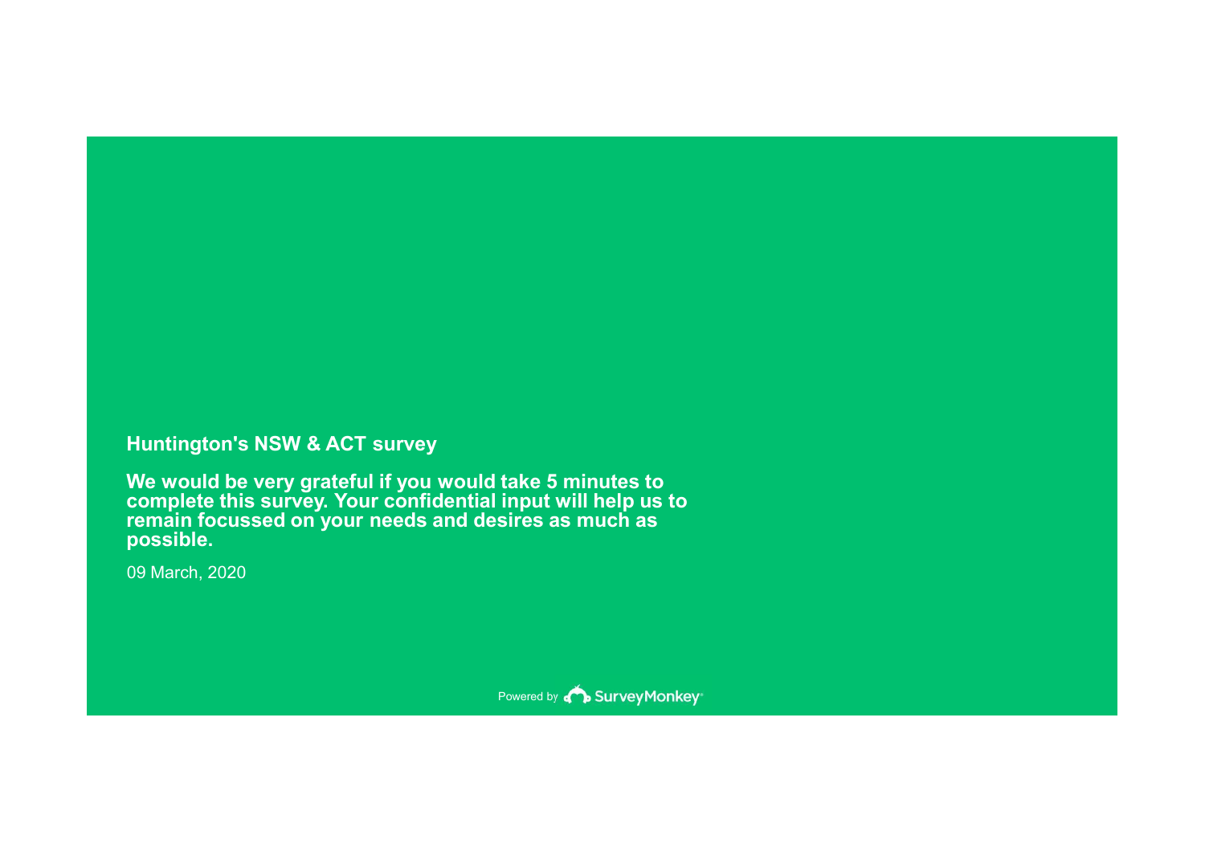# Huntington's NSW & ACT survey

**We would be very grateful if you would take 5 minutes to complete this survey. Your confidential input will help us to remain focussed on your needs and desires as much as possible.**

09 March, 2020

Powered by SurveyMonkey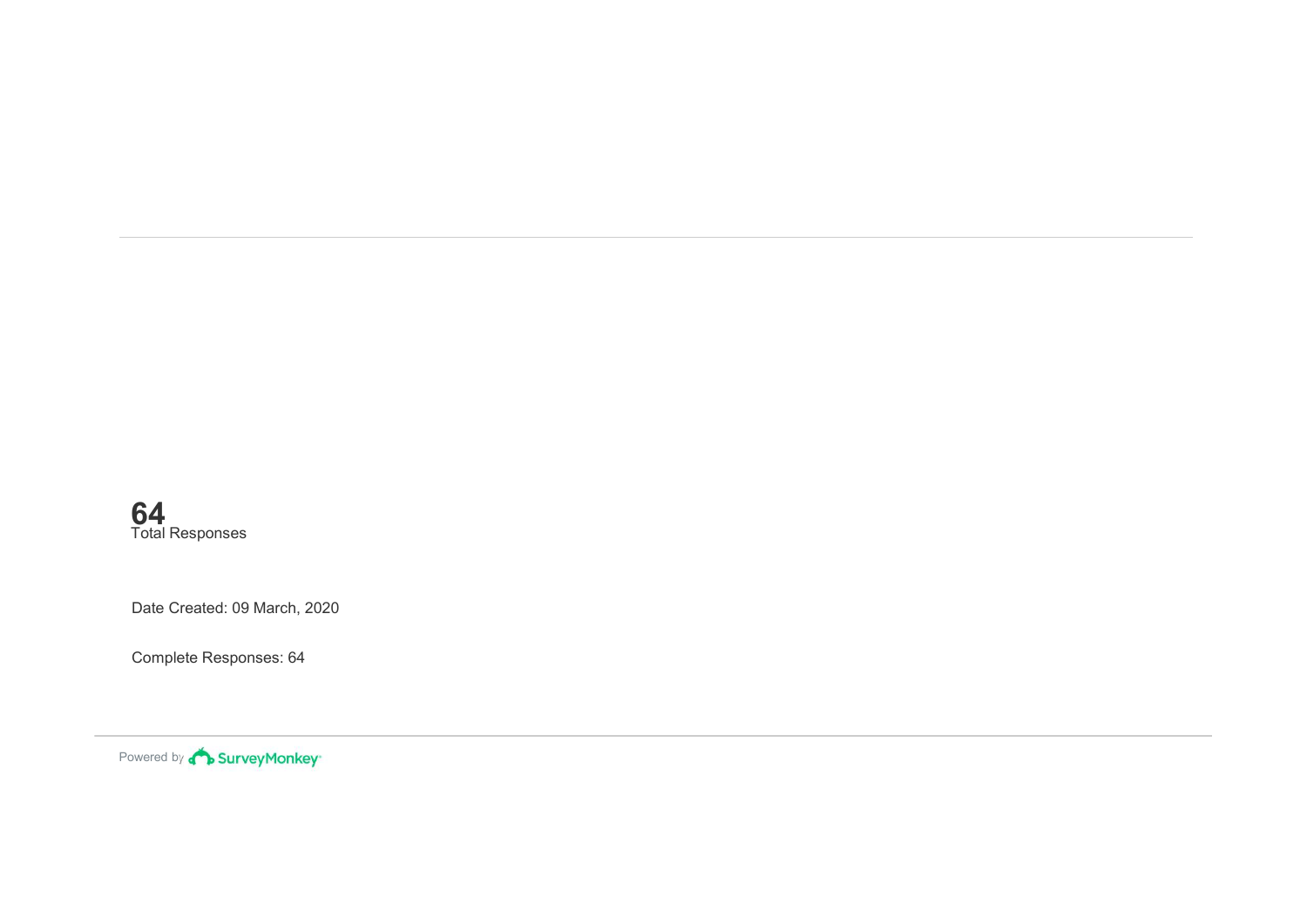**64**
Total Responses

Date Created: 09 March, 2020

Complete Responses: 64

Powered by SurveyMonkey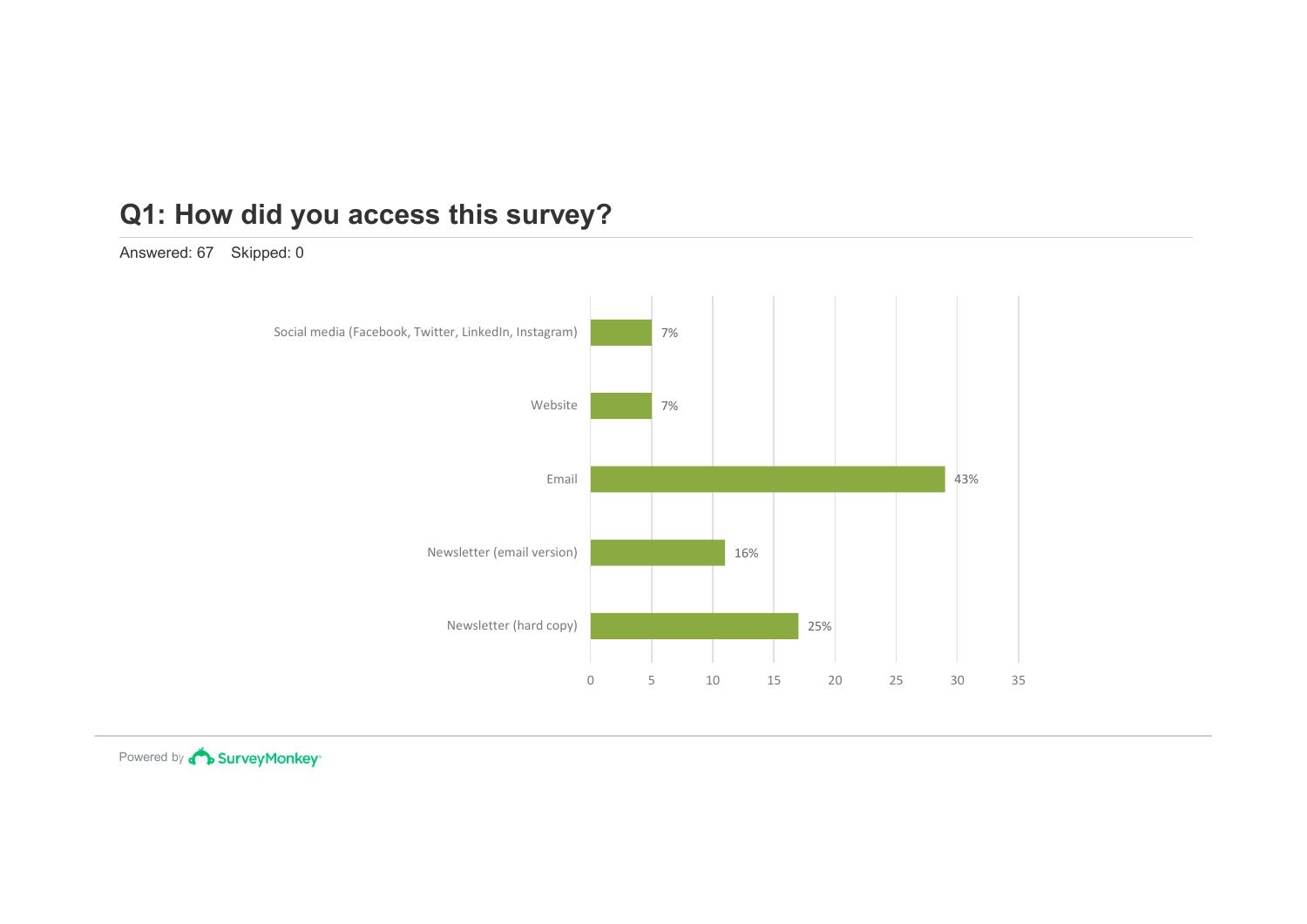## Q1: How did you access this survey?

Answered: 67 Skipped: 0

| Answer | Percentage |
| --- | --- |
| Social media (Facebook, Twitter, LinkedIn, Instagram) | 7% |
| Website | 7% |
| Email | 43% |
| Newsletter (email version) | 16% |
| Newsletter (hard copy) | 25% |

0 5 10 15 20 25 30 35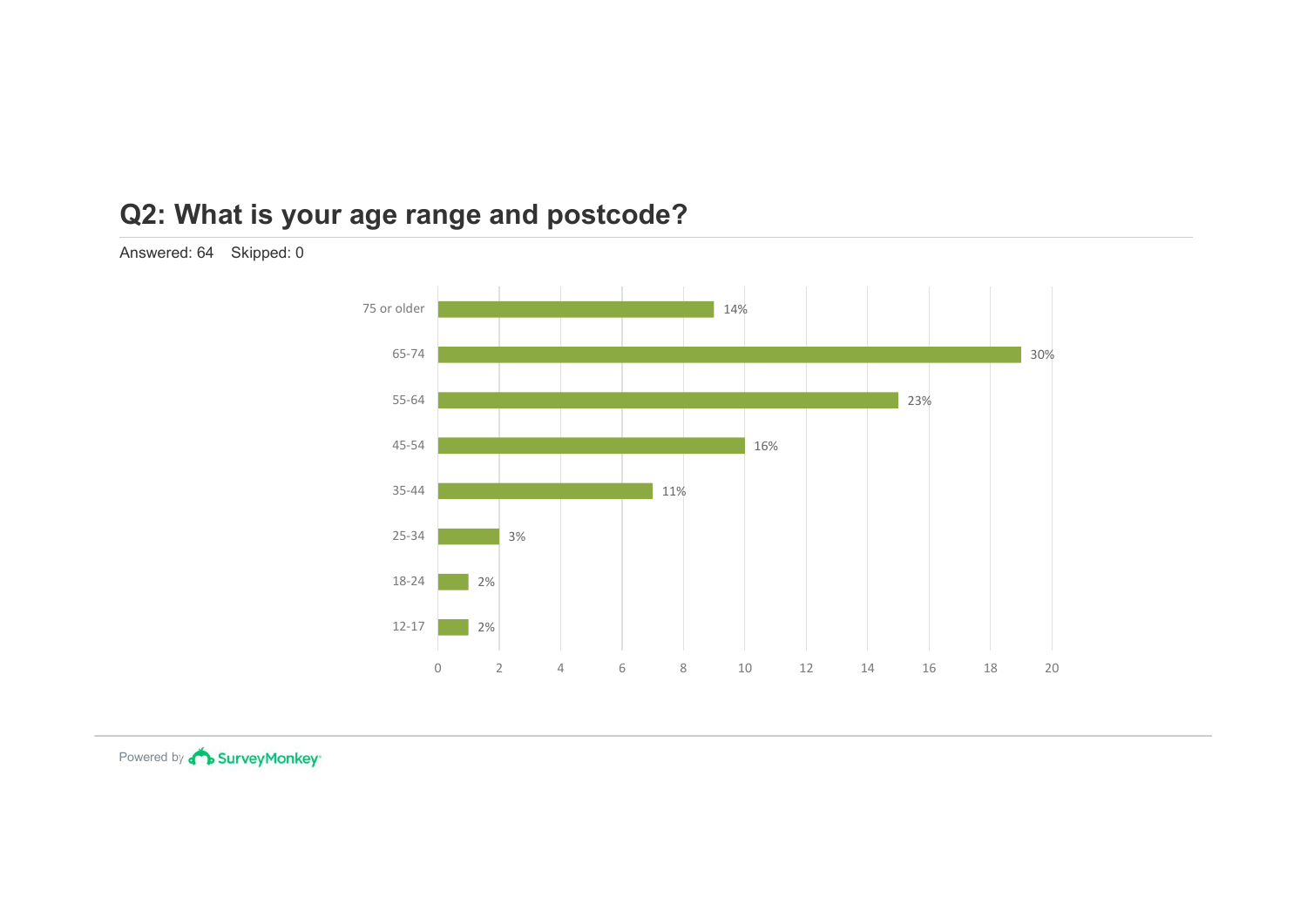## Q2: What is your age range and postcode?

Answered: 64 Skipped: 0

| Age range | Percentage |
|---|---|
| 75 or older | 14% |
| 65-74 | 30% |
| 55-64 | 23% |
| 45-54 | 16% |
| 35-44 | 11% |
| 25-34 | 3% |
| 18-24 | 2% |
| 12-17 | 2% |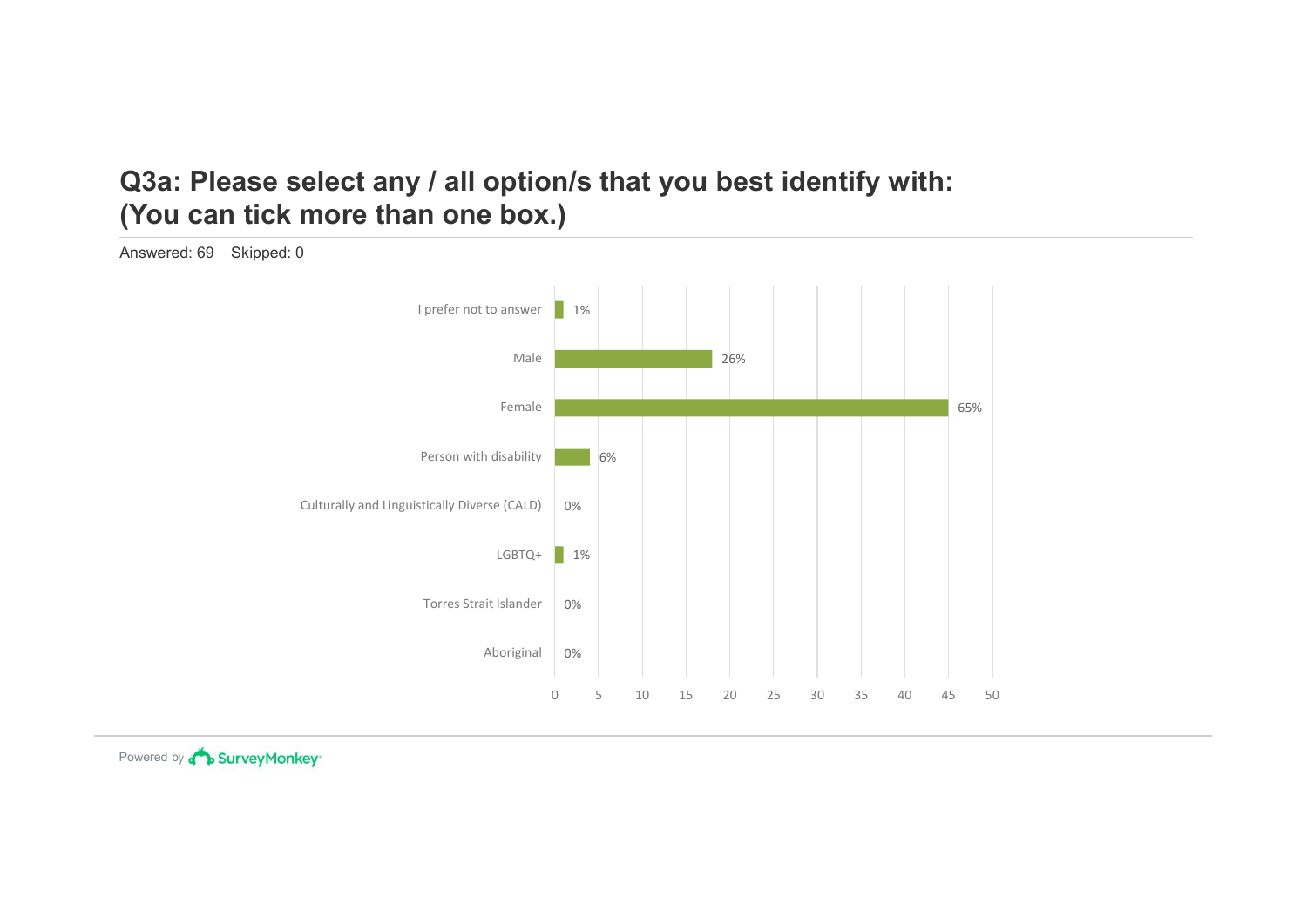# Q3a: Please select any / all option/s that you best identify with: (You can tick more than one box.)

Answered: 69 Skipped: 0

| Option | Percentage |
| --- | --- |
| I prefer not to answer | 1% |
| Male | 26% |
| Female | 65% |
| Person with disability | 6% |
| Culturally and Linguistically Diverse (CALD) | 0% |
| LGBTQ+ | 1% |
| Torres Strait Islander | 0% |
| Aboriginal | 0% |

Powered by SurveyMonkey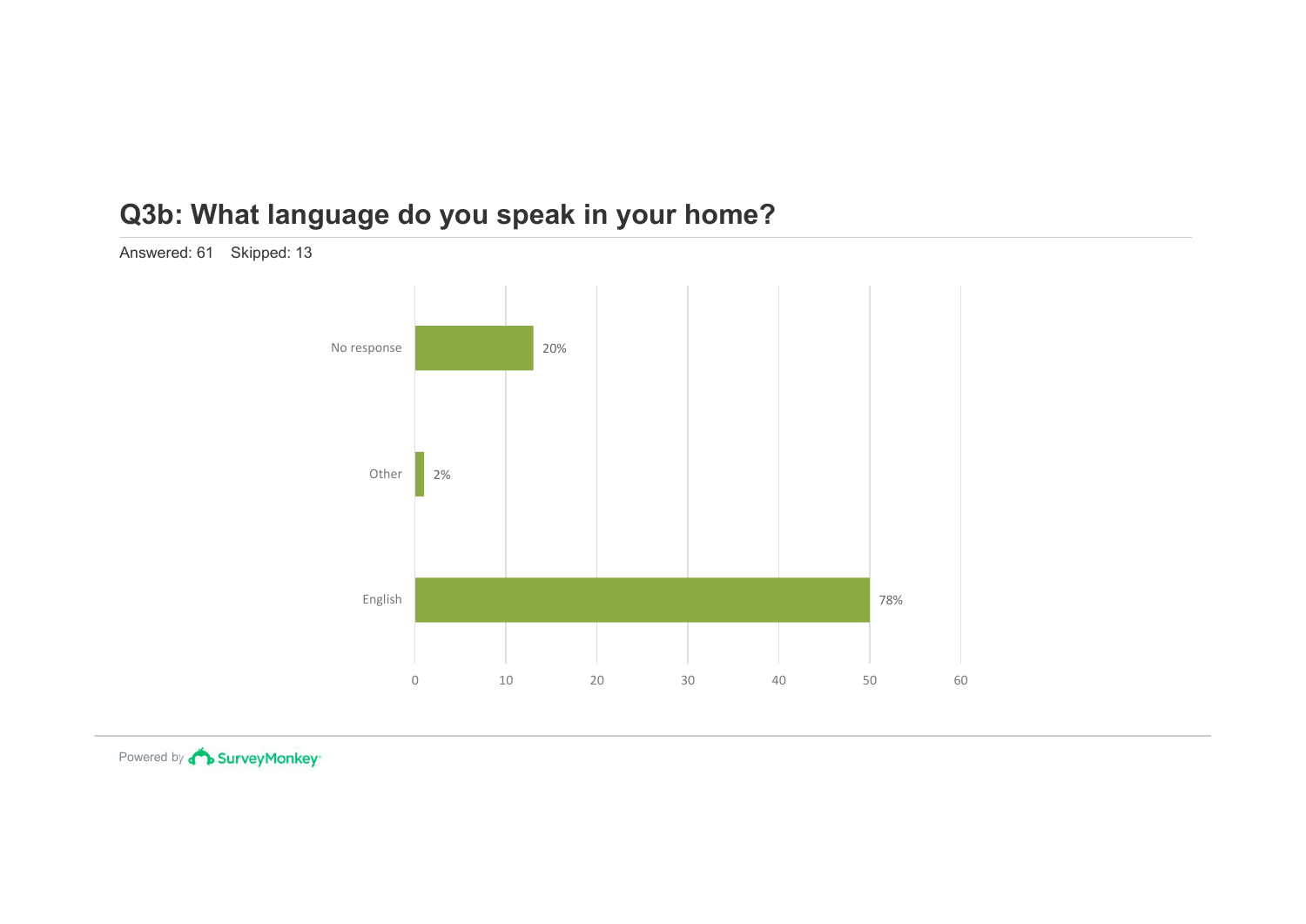## Q3b: What language do you speak in your home?

Answered: 61    Skipped: 13

| Answer | Percentage |
|---|---|
| No response | 20% |
| Other | 2% |
| English | 78% |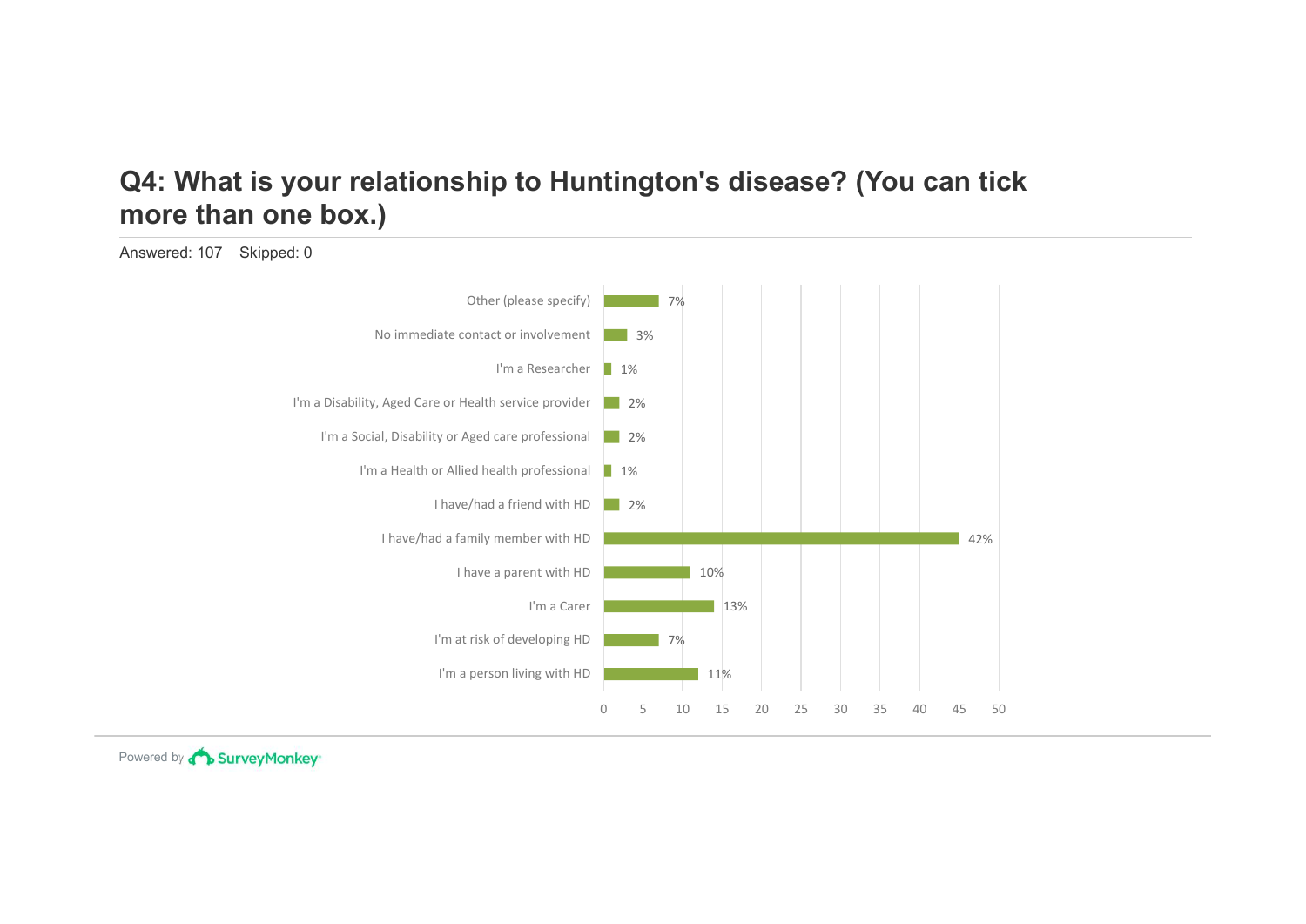# Q4: What is your relationship to Huntington's disease? (You can tick more than one box.)

Answered: 107 Skipped: 0

| Answer | Percentage |
|---|---|
| Other (please specify) | 7% |
| No immediate contact or involvement | 3% |
| I'm a Researcher | 1% |
| I'm a Disability, Aged Care or Health service provider | 2% |
| I'm a Social, Disability or Aged care professional | 2% |
| I'm a Health or Allied health professional | 1% |
| I have/had a friend with HD | 2% |
| I have/had a family member with HD | 42% |
| I have a parent with HD | 10% |
| I'm a Carer | 13% |
| I'm at risk of developing HD | 7% |
| I'm a person living with HD | 11% |

Powered by SurveyMonkey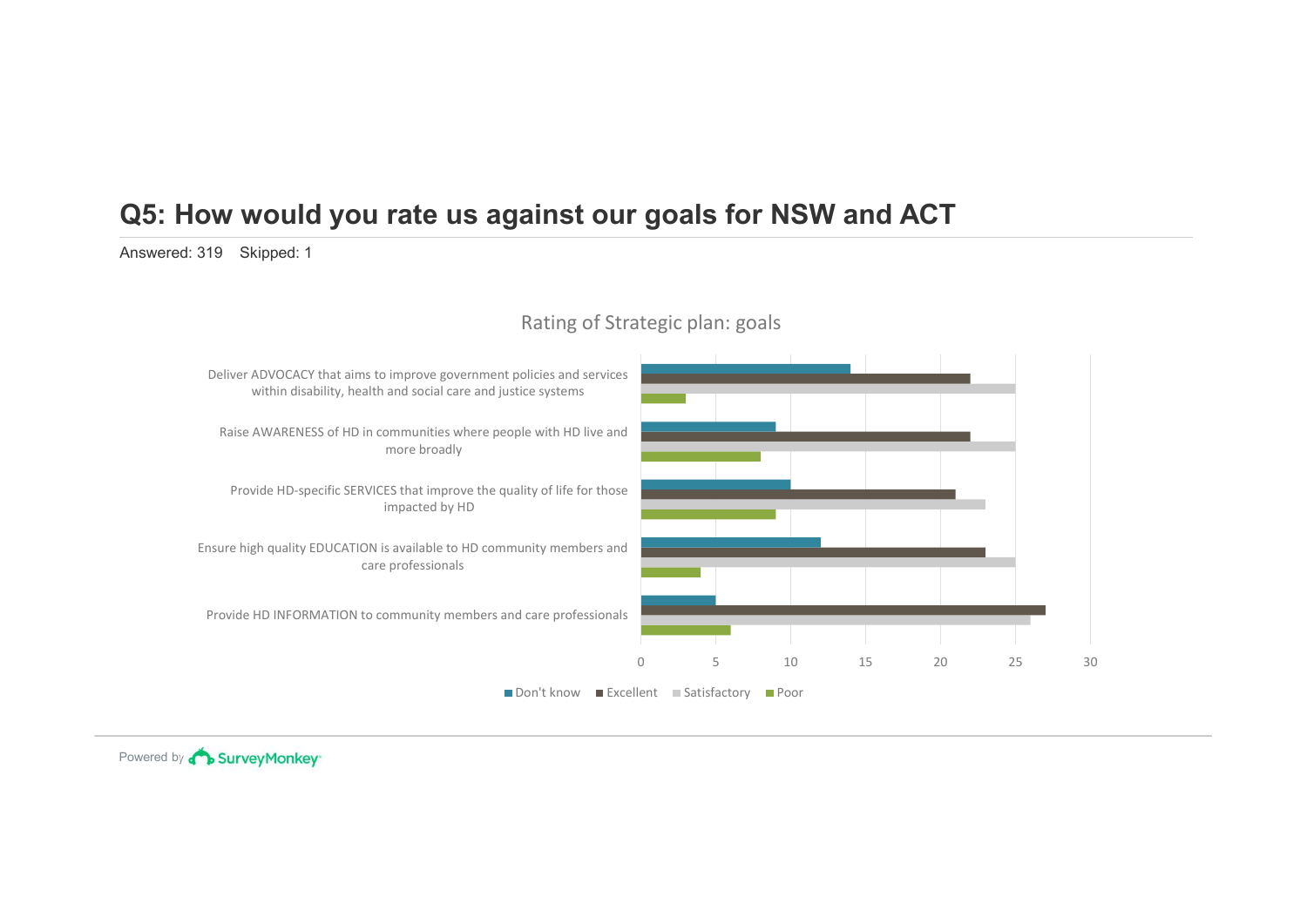# Q5: How would you rate us against our goals for NSW and ACT

Answered: 319 Skipped: 1

Rating of Strategic plan: goals

| | Don't know | Excellent | Satisfactory | Poor |
|---|---|---|---|---|
| Deliver ADVOCACY that aims to improve government policies and services within disability, health and social care and justice systems | 14 | 22 | 25 | 3 |
| Raise AWARENESS of HD in communities where people with HD live and more broadly | 9 | 22 | 25 | 8 |
| Provide HD-specific SERVICES that improve the quality of life for those impacted by HD | 10 | 21 | 23 | 9 |
| Ensure high quality EDUCATION is available to HD community members and care professionals | 12 | 23 | 25 | 4 |
| Provide HD INFORMATION to community members and care professionals | 5 | 27 | 26 | 6 |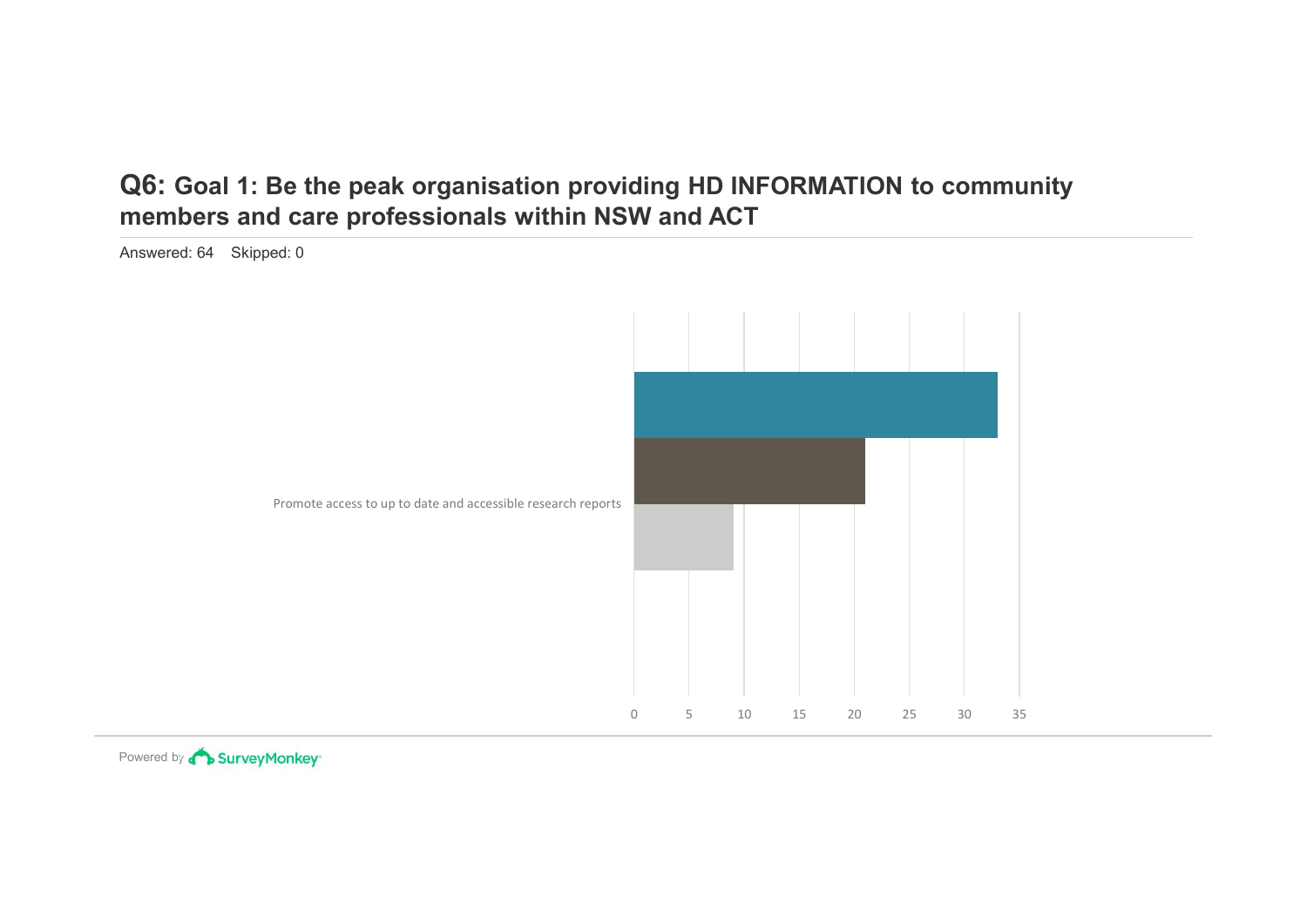## Q6: Goal 1: Be the peak organisation providing HD INFORMATION to community members and care professionals within NSW and ACT

Answered: 64 Skipped: 0

Promote access to up to date and accessible research reports

0 5 10 15 20 25 30 35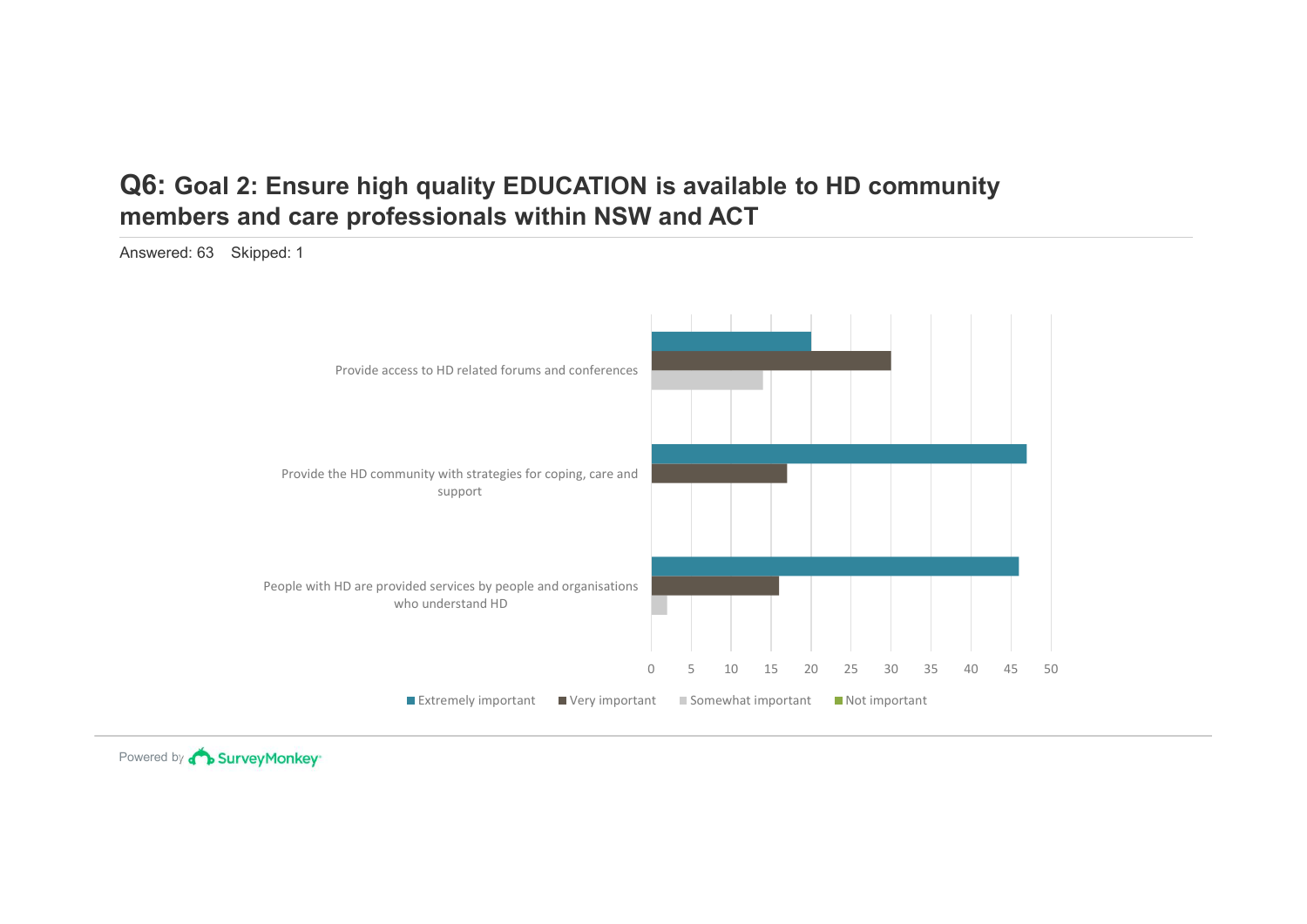## Q6: Goal 2: Ensure high quality EDUCATION is available to HD community members and care professionals within NSW and ACT

Answered: 63 Skipped: 1

Provide access to HD related forums and conferences

Provide the HD community with strategies for coping, care and support

People with HD are provided services by people and organisations who understand HD

0 5 10 15 20 25 30 35 40 45 50

Extremely important Very important Somewhat important Not important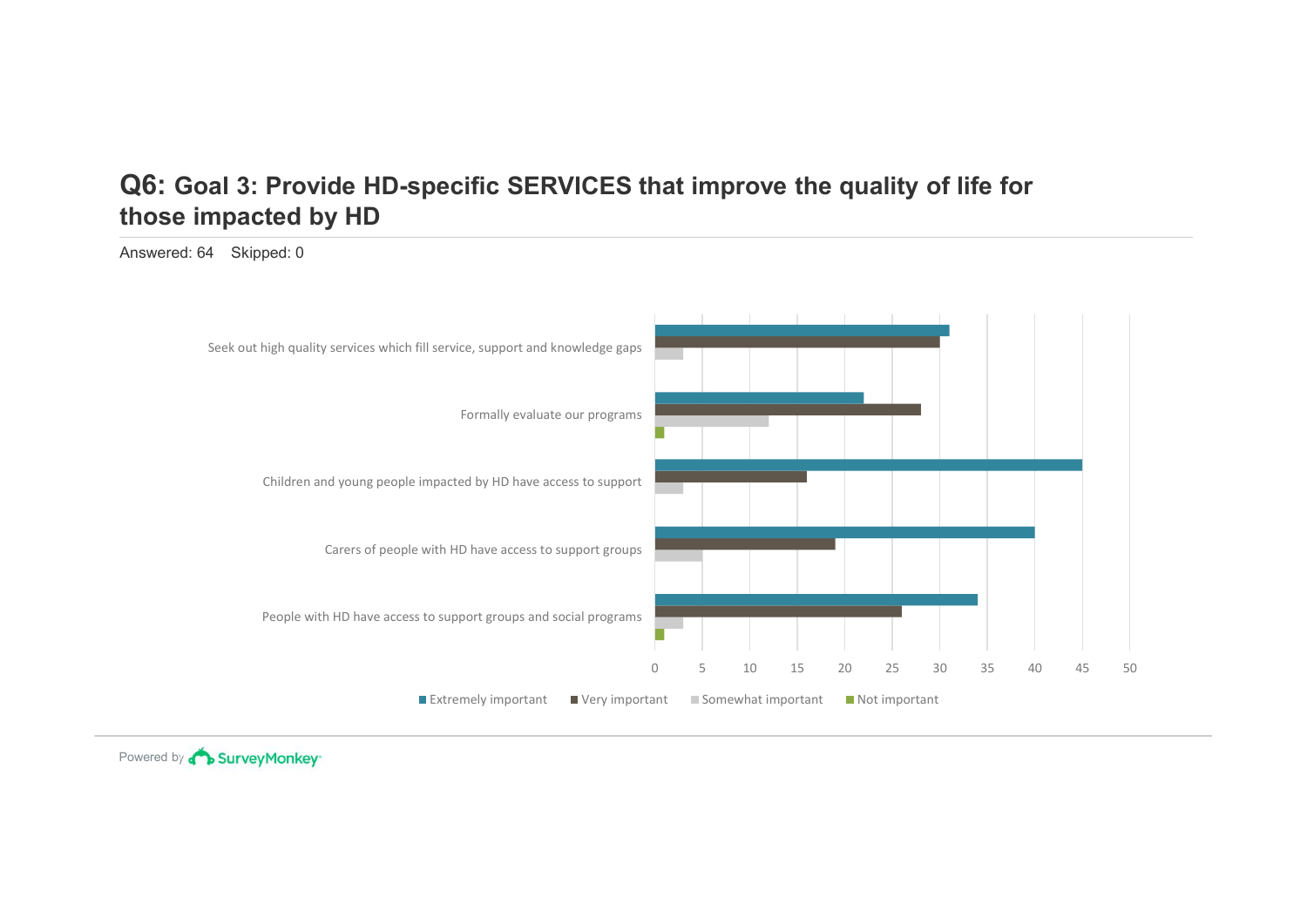## Q6: Goal 3: Provide HD-specific SERVICES that improve the quality of life for those impacted by HD

Answered: 64 Skipped: 0

| | Extremely important | Very important | Somewhat important | Not important |
|---|---|---|---|---|
| Seek out high quality services which fill service, support and knowledge gaps | 31 | 30 | 3 | 0 |
| Formally evaluate our programs | 22 | 28 | 12 | 1 |
| Children and young people impacted by HD have access to support | 45 | 16 | 3 | 0 |
| Carers of people with HD have access to support groups | 40 | 19 | 5 | 0 |
| People with HD have access to support groups and social programs | 34 | 26 | 3 | 1 |

Powered by SurveyMonkey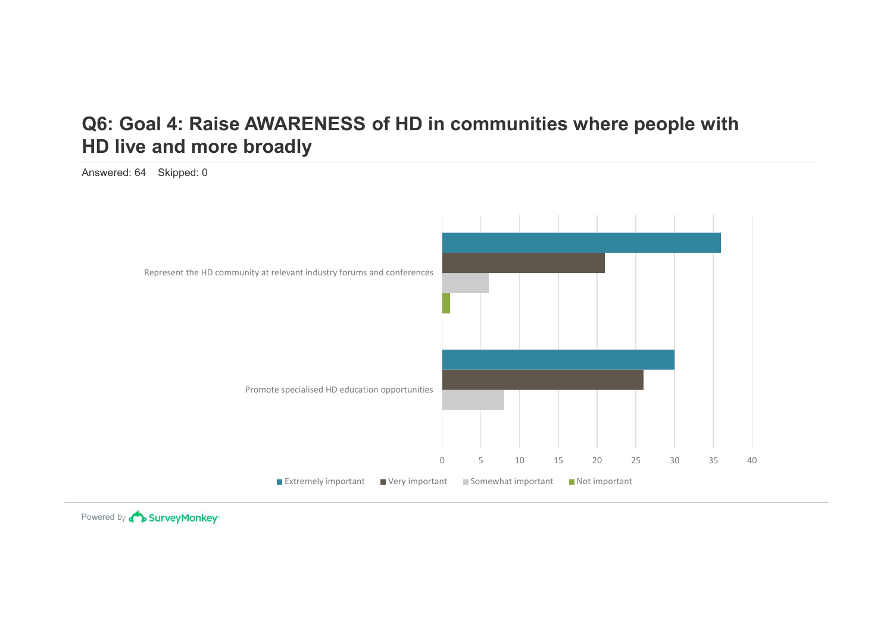# Q6: Goal 4: Raise AWARENESS of HD in communities where people with HD live and more broadly

Answered: 64 Skipped: 0

| | Extremely important | Very important | Somewhat important | Not important |
|---|---|---|---|---|
| Represent the HD community at relevant industry forums and conferences | 36 | 21 | 6 | 1 |
| Promote specialised HD education opportunities | 30 | 26 | 8 | 0 |

Powered by SurveyMonkey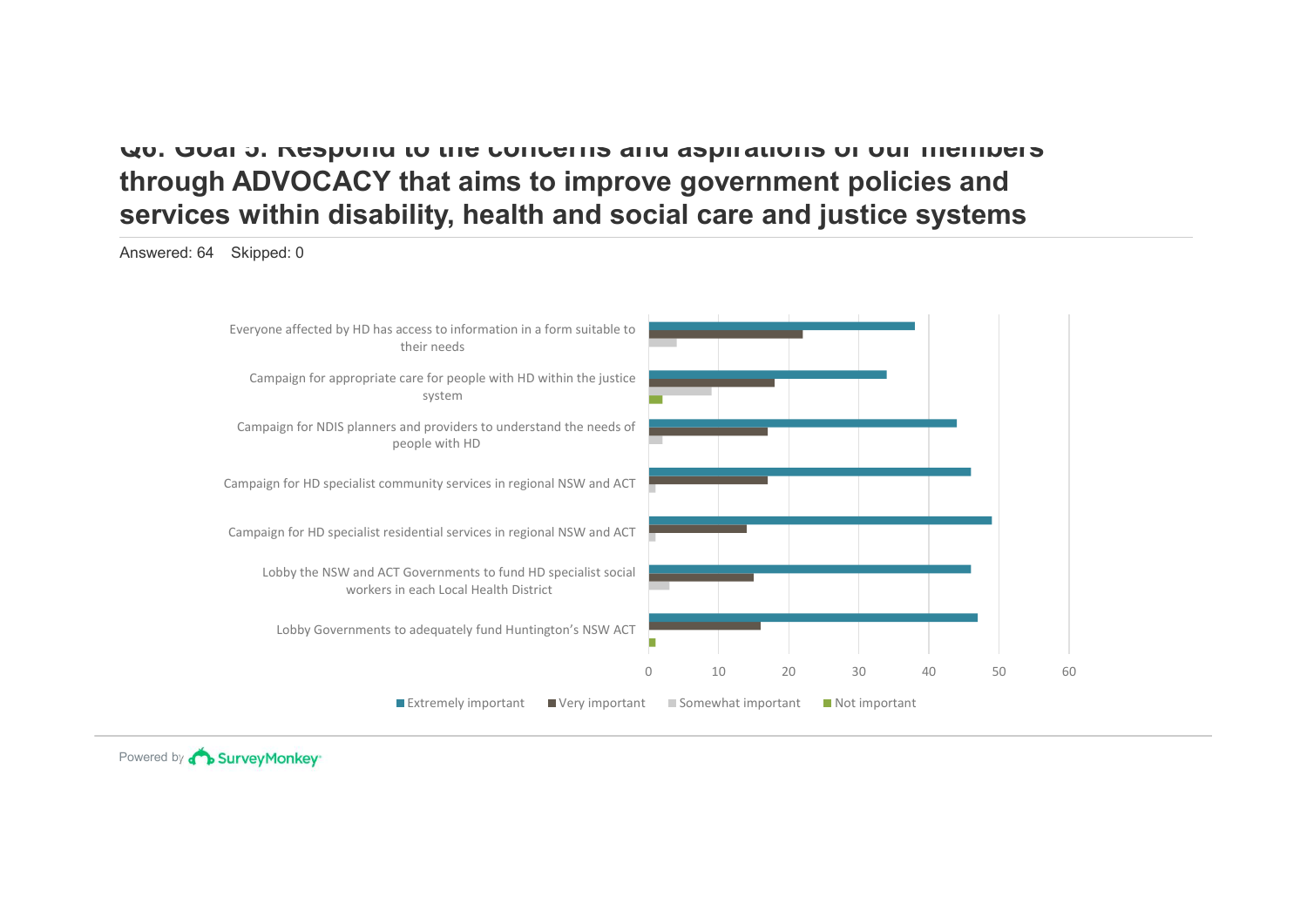## Q6: Goal 5: Respond to the concerns and aspirations of our members through ADVOCACY that aims to improve government policies and services within disability, health and social care and justice systems

Answered: 64 Skipped: 0

| | Extremely important | Very important | Somewhat important | Not important |
|---|---|---|---|---|
| Everyone affected by HD has access to information in a form suitable to their needs | 38 | 22 | 4 | 0 |
| Campaign for appropriate care for people with HD within the justice system | 34 | 18 | 9 | 2 |
| Campaign for NDIS planners and providers to understand the needs of people with HD | 44 | 17 | 2 | 0 |
| Campaign for HD specialist community services in regional NSW and ACT | 46 | 17 | 1 | 0 |
| Campaign for HD specialist residential services in regional NSW and ACT | 49 | 14 | 1 | 0 |
| Lobby the NSW and ACT Governments to fund HD specialist social workers in each Local Health District | 46 | 15 | 3 | 0 |
| Lobby Governments to adequately fund Huntington's NSW ACT | 47 | 16 | 0 | 1 |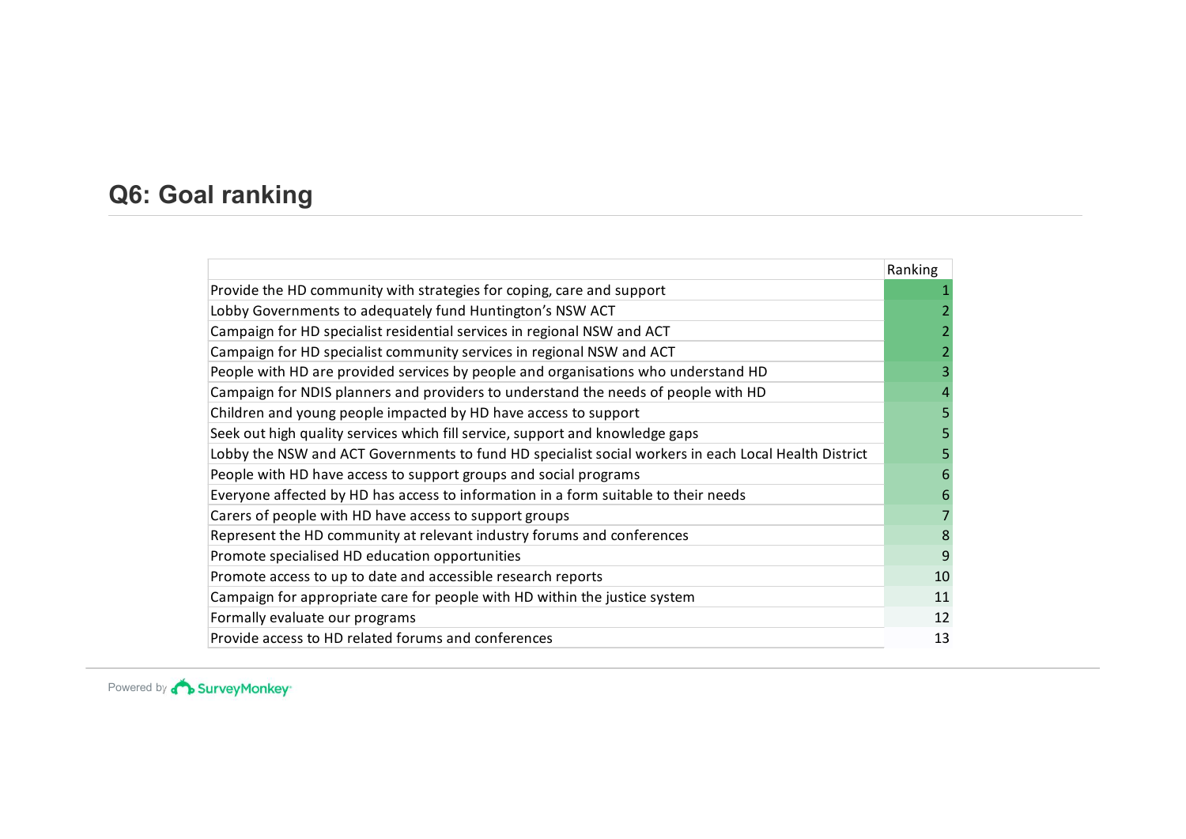## Q6: Goal ranking

| | Ranking |
|---|---|
| Provide the HD community with strategies for coping, care and support | 1 |
| Lobby Governments to adequately fund Huntington's NSW ACT | 2 |
| Campaign for HD specialist residential services in regional NSW and ACT | 2 |
| Campaign for HD specialist community services in regional NSW and ACT | 2 |
| People with HD are provided services by people and organisations who understand HD | 3 |
| Campaign for NDIS planners and providers to understand the needs of people with HD | 4 |
| Children and young people impacted by HD have access to support | 5 |
| Seek out high quality services which fill service, support and knowledge gaps | 5 |
| Lobby the NSW and ACT Governments to fund HD specialist social workers in each Local Health District | 5 |
| People with HD have access to support groups and social programs | 6 |
| Everyone affected by HD has access to information in a form suitable to their needs | 6 |
| Carers of people with HD have access to support groups | 7 |
| Represent the HD community at relevant industry forums and conferences | 8 |
| Promote specialised HD education opportunities | 9 |
| Promote access to up to date and accessible research reports | 10 |
| Campaign for appropriate care for people with HD within the justice system | 11 |
| Formally evaluate our programs | 12 |
| Provide access to HD related forums and conferences | 13 |

Powered by SurveyMonkey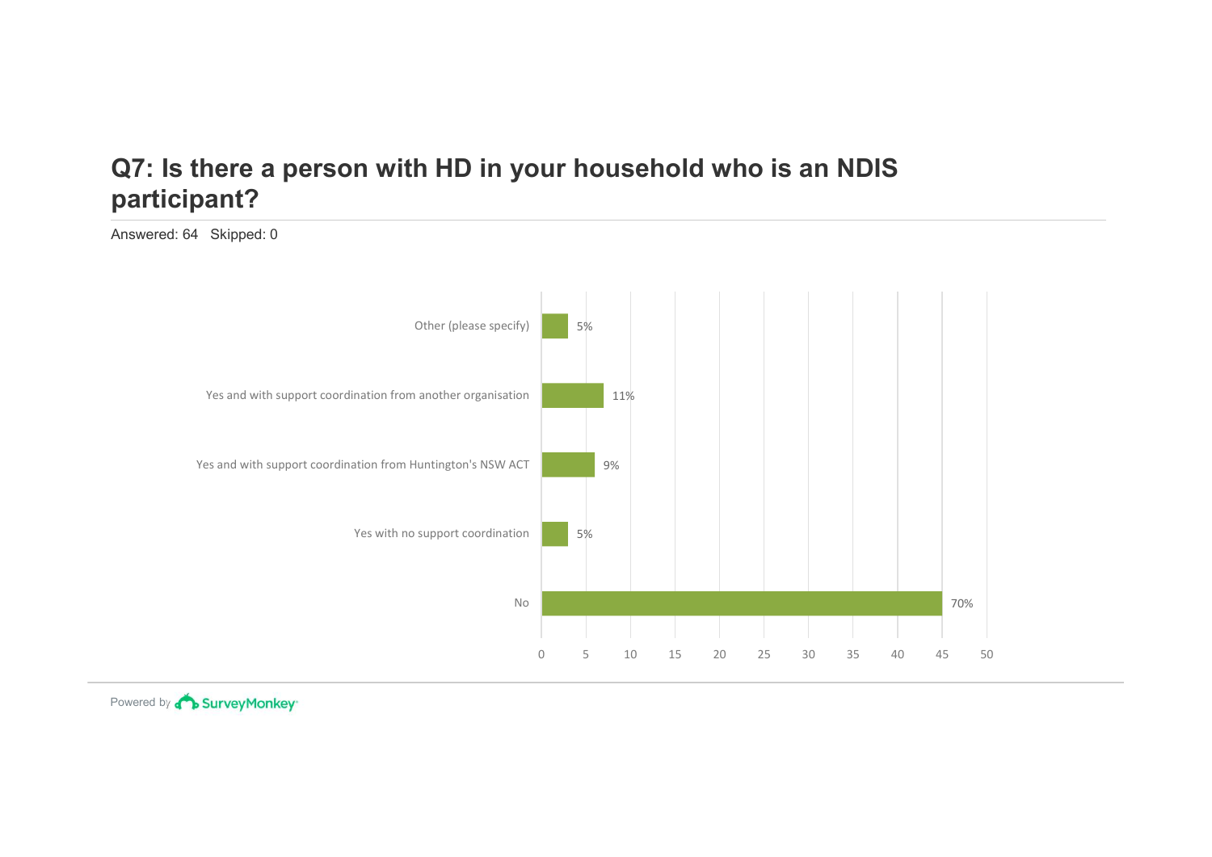## Q7: Is there a person with HD in your household who is an NDIS participant?

Answered: 64 Skipped: 0

| Answer | Percentage |
| --- | --- |
| Other (please specify) | 5% |
| Yes and with support coordination from another organisation | 11% |
| Yes and with support coordination from Huntington's NSW ACT | 9% |
| Yes with no support coordination | 5% |
| No | 70% |

Powered by SurveyMonkey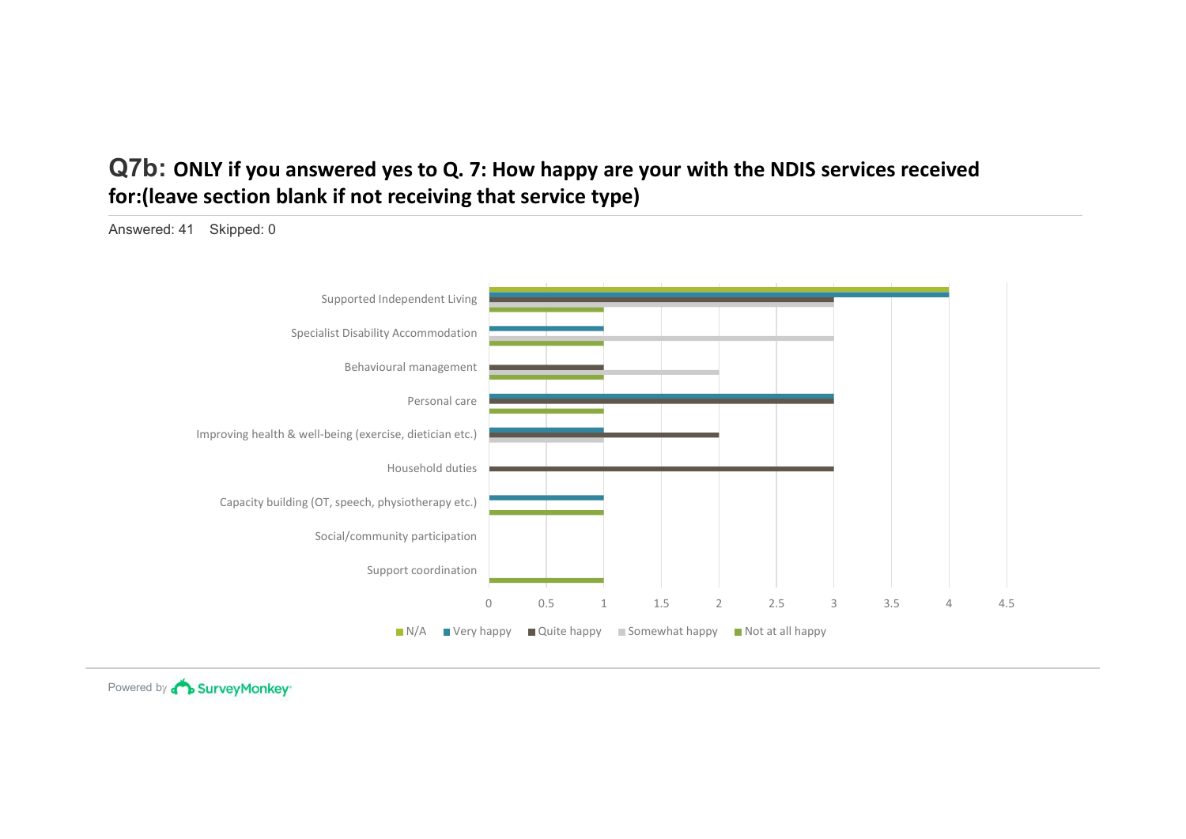## Q7b: ONLY if you answered yes to Q. 7: How happy are your with the NDIS services received for:(leave section blank if not receiving that service type)

Answered: 41    Skipped: 0

Supported Independent Living

Specialist Disability Accommodation

Behavioural management

Personal care

Improving health & well-being (exercise, dietician etc.)

Household duties

Capacity building (OT, speech, physiotherapy etc.)

Social/community participation

Support coordination

0    0.5    1    1.5    2    2.5    3    3.5    4    4.5

N/A    Very happy    Quite happy    Somewhat happy    Not at all happy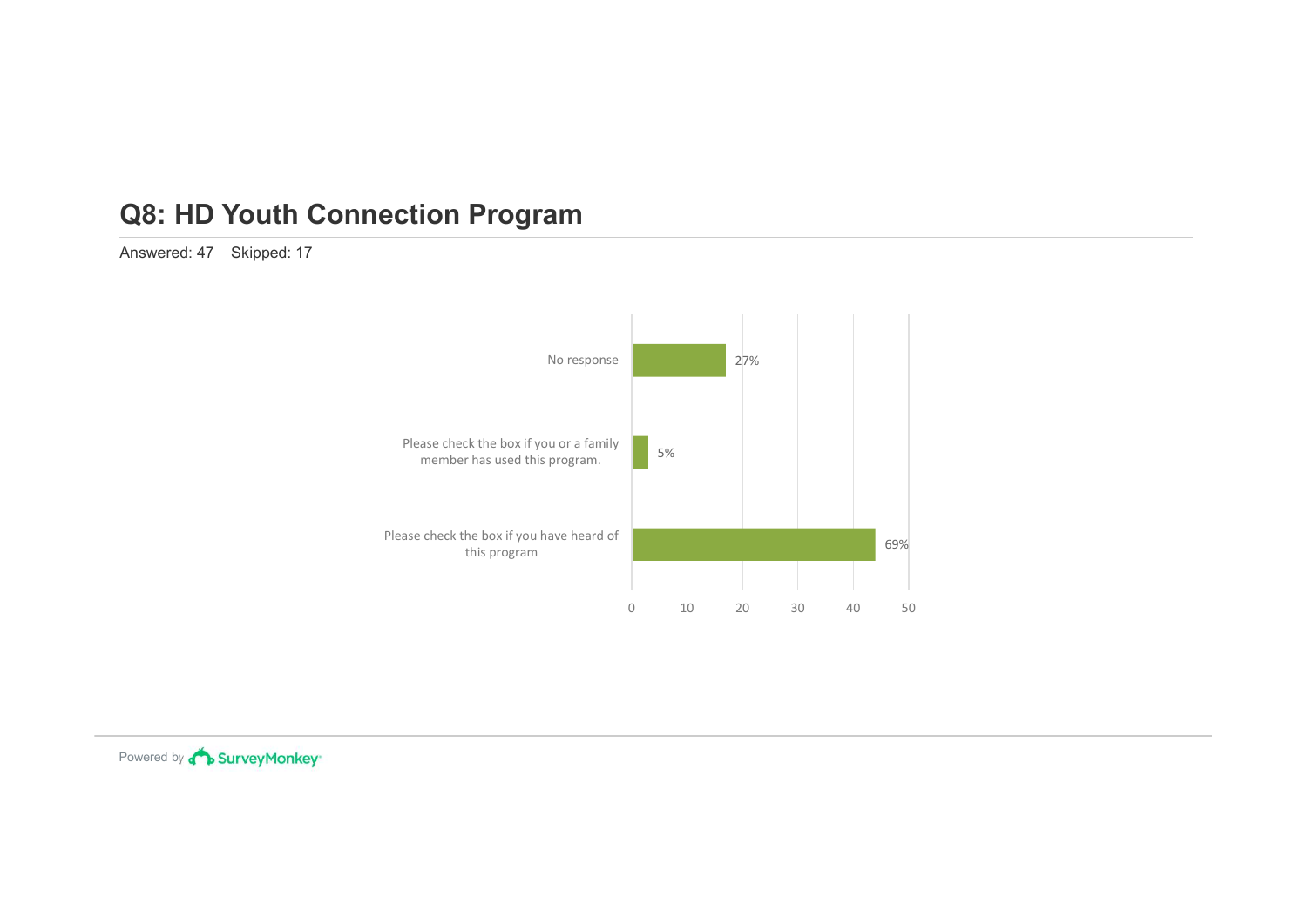## Q8: HD Youth Connection Program

Answered: 47 Skipped: 17

| Answer Choice | Percentage |
|---|---|
| No response | 27% |
| Please check the box if you or a family member has used this program. | 5% |
| Please check the box if you have heard of this program | 69% |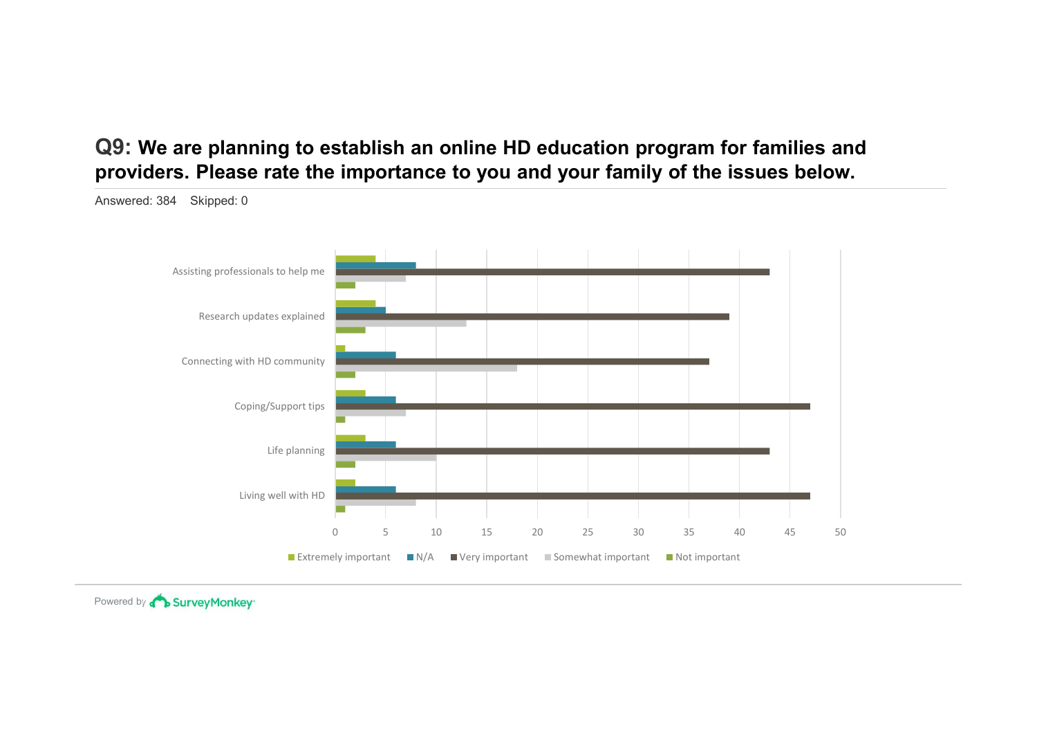## Q9: We are planning to establish an online HD education program for families and providers. Please rate the importance to you and your family of the issues below.

Answered: 384 Skipped: 0

Assisting professionals to help me

Research updates explained

Connecting with HD community

Coping/Support tips

Life planning

Living well with HD

0 5 10 15 20 25 30 35 40 45 50

Extremely important N/A Very important Somewhat important Not important